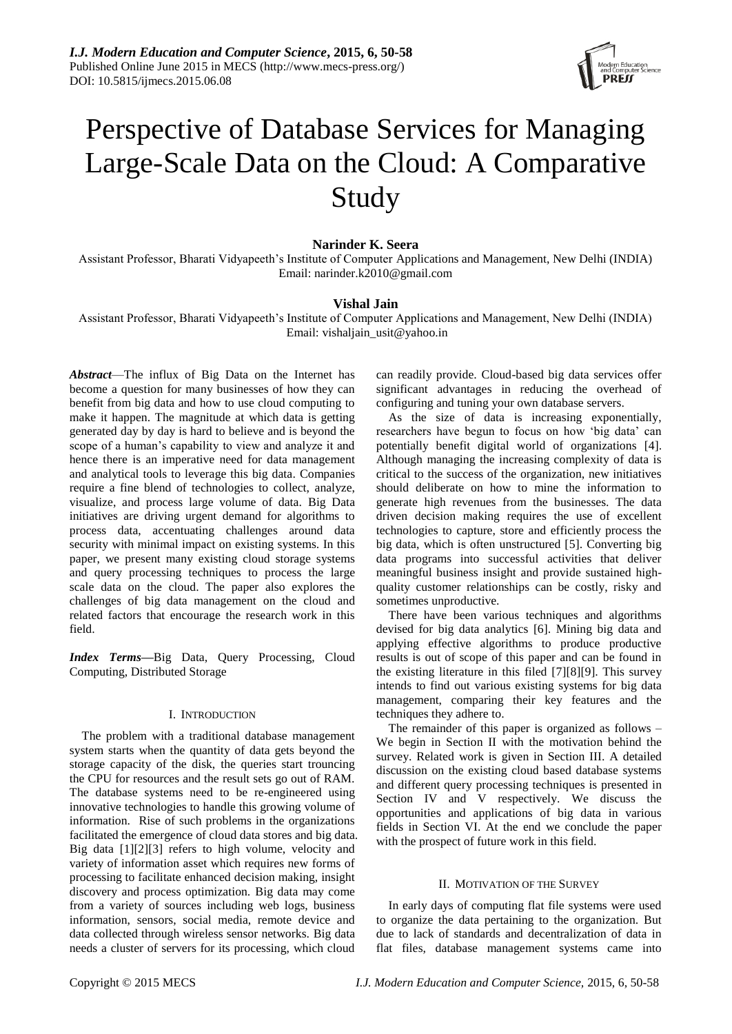# Perspective of Database Services for Managing Large-Scale Data on the Cloud: A Comparative Study

**Narinder K. Seera**

Assistant Professor, Bharati Vidyapeeth's Institute of Computer Applications and Management, New Delhi (INDIA)
Email: narinder.k2010@gmail.com

**Vishal Jain**

Assistant Professor, Bharati Vidyapeeth's Institute of Computer Applications and Management, New Delhi (INDIA)
Email: vishaljain_usit@yahoo.in

***Abstract***—The influx of Big Data on the Internet has become a question for many businesses of how they can benefit from big data and how to use cloud computing to make it happen. The magnitude at which data is getting generated day by day is hard to believe and is beyond the scope of a human's capability to view and analyze it and hence there is an imperative need for data management and analytical tools to leverage this big data. Companies require a fine blend of technologies to collect, analyze, visualize, and process large volume of data. Big Data initiatives are driving urgent demand for algorithms to process data, accentuating challenges around data security with minimal impact on existing systems. In this paper, we present many existing cloud storage systems and query processing techniques to process the large scale data on the cloud. The paper also explores the challenges of big data management on the cloud and related factors that encourage the research work in this field.

***Index Terms***—Big Data, Query Processing, Cloud Computing, Distributed Storage

## I. Introduction

The problem with a traditional database management system starts when the quantity of data gets beyond the storage capacity of the disk, the queries start trouncing the CPU for resources and the result sets go out of RAM. The database systems need to be re-engineered using innovative technologies to handle this growing volume of information. Rise of such problems in the organizations facilitated the emergence of cloud data stores and big data. Big data [1][2][3] refers to high volume, velocity and variety of information asset which requires new forms of processing to facilitate enhanced decision making, insight discovery and process optimization. Big data may come from a variety of sources including web logs, business information, sensors, social media, remote device and data collected through wireless sensor networks. Big data needs a cluster of servers for its processing, which cloud can readily provide. Cloud-based big data services offer significant advantages in reducing the overhead of configuring and tuning your own database servers.

As the size of data is increasing exponentially, researchers have begun to focus on how 'big data' can potentially benefit digital world of organizations [4]. Although managing the increasing complexity of data is critical to the success of the organization, new initiatives should deliberate on how to mine the information to generate high revenues from the businesses. The data driven decision making requires the use of excellent technologies to capture, store and efficiently process the big data, which is often unstructured [5]. Converting big data programs into successful activities that deliver meaningful business insight and provide sustained high-quality customer relationships can be costly, risky and sometimes unproductive.

There have been various techniques and algorithms devised for big data analytics [6]. Mining big data and applying effective algorithms to produce productive results is out of scope of this paper and can be found in the existing literature in this filed [7][8][9]. This survey intends to find out various existing systems for big data management, comparing their key features and the techniques they adhere to.

The remainder of this paper is organized as follows – We begin in Section II with the motivation behind the survey. Related work is given in Section III. A detailed discussion on the existing cloud based database systems and different query processing techniques is presented in Section IV and V respectively. We discuss the opportunities and applications of big data in various fields in Section VI. At the end we conclude the paper with the prospect of future work in this field.

## II. Motivation of the Survey

In early days of computing flat file systems were used to organize the data pertaining to the organization. But due to lack of standards and decentralization of data in flat files, database management systems came into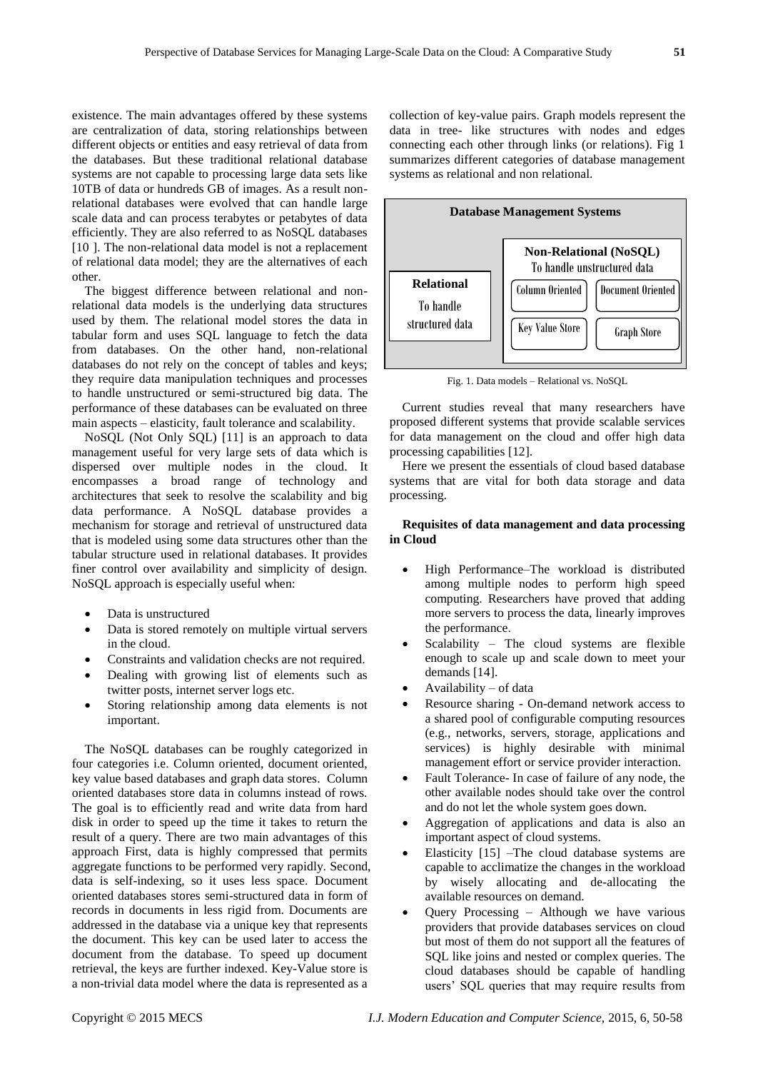existence. The main advantages offered by these systems are centralization of data, storing relationships between different objects or entities and easy retrieval of data from the databases. But these traditional relational database systems are not capable to processing large data sets like 10TB of data or hundreds GB of images. As a result non-relational databases were evolved that can handle large scale data and can process terabytes or petabytes of data efficiently. They are also referred to as NoSQL databases [10 ]. The non-relational data model is not a replacement of relational data model; they are the alternatives of each other.

The biggest difference between relational and non-relational data models is the underlying data structures used by them. The relational model stores the data in tabular form and uses SQL language to fetch the data from databases. On the other hand, non-relational databases do not rely on the concept of tables and keys; they require data manipulation techniques and processes to handle unstructured or semi-structured big data. The performance of these databases can be evaluated on three main aspects – elasticity, fault tolerance and scalability.

NoSQL (Not Only SQL) [11] is an approach to data management useful for very large sets of data which is dispersed over multiple nodes in the cloud. It encompasses a broad range of technology and architectures that seek to resolve the scalability and big data performance. A NoSQL database provides a mechanism for storage and retrieval of unstructured data that is modeled using some data structures other than the tabular structure used in relational databases. It provides finer control over availability and simplicity of design. NoSQL approach is especially useful when:

- Data is unstructured
- Data is stored remotely on multiple virtual servers in the cloud.
- Constraints and validation checks are not required.
- Dealing with growing list of elements such as twitter posts, internet server logs etc.
- Storing relationship among data elements is not important.

The NoSQL databases can be roughly categorized in four categories i.e. Column oriented, document oriented, key value based databases and graph data stores. Column oriented databases store data in columns instead of rows. The goal is to efficiently read and write data from hard disk in order to speed up the time it takes to return the result of a query. There are two main advantages of this approach First, data is highly compressed that permits aggregate functions to be performed very rapidly. Second, data is self-indexing, so it uses less space. Document oriented databases stores semi-structured data in form of records in documents in less rigid from. Documents are addressed in the database via a unique key that represents the document. This key can be used later to access the document from the database. To speed up document retrieval, the keys are further indexed. Key-Value store is a non-trivial data model where the data is represented as a collection of key-value pairs. Graph models represent the data in tree- like structures with nodes and edges connecting each other through links (or relations). Fig 1 summarizes different categories of database management systems as relational and non relational.

**Database Management Systems**

- **Relational** – To handle structured data
- **Non-Relational (NoSQL)** – To handle unstructured data
  - Column Oriented
  - Document Oriented
  - Key Value Store
  - Graph Store

Fig. 1. Data models – Relational vs. NoSQL

Current studies reveal that many researchers have proposed different systems that provide scalable services for data management on the cloud and offer high data processing capabilities [12].

Here we present the essentials of cloud based database systems that are vital for both data storage and data processing.

**Requisites of data management and data processing in Cloud**

- High Performance–The workload is distributed among multiple nodes to perform high speed computing. Researchers have proved that adding more servers to process the data, linearly improves the performance.
- Scalability – The cloud systems are flexible enough to scale up and scale down to meet your demands [14].
- Availability – of data
- Resource sharing - On-demand network access to a shared pool of configurable computing resources (e.g., networks, servers, storage, applications and services) is highly desirable with minimal management effort or service provider interaction.
- Fault Tolerance- In case of failure of any node, the other available nodes should take over the control and do not let the whole system goes down.
- Aggregation of applications and data is also an important aspect of cloud systems.
- Elasticity [15] –The cloud database systems are capable to acclimatize the changes in the workload by wisely allocating and de-allocating the available resources on demand.
- Query Processing – Although we have various providers that provide databases services on cloud but most of them do not support all the features of SQL like joins and nested or complex queries. The cloud databases should be capable of handling users' SQL queries that may require results from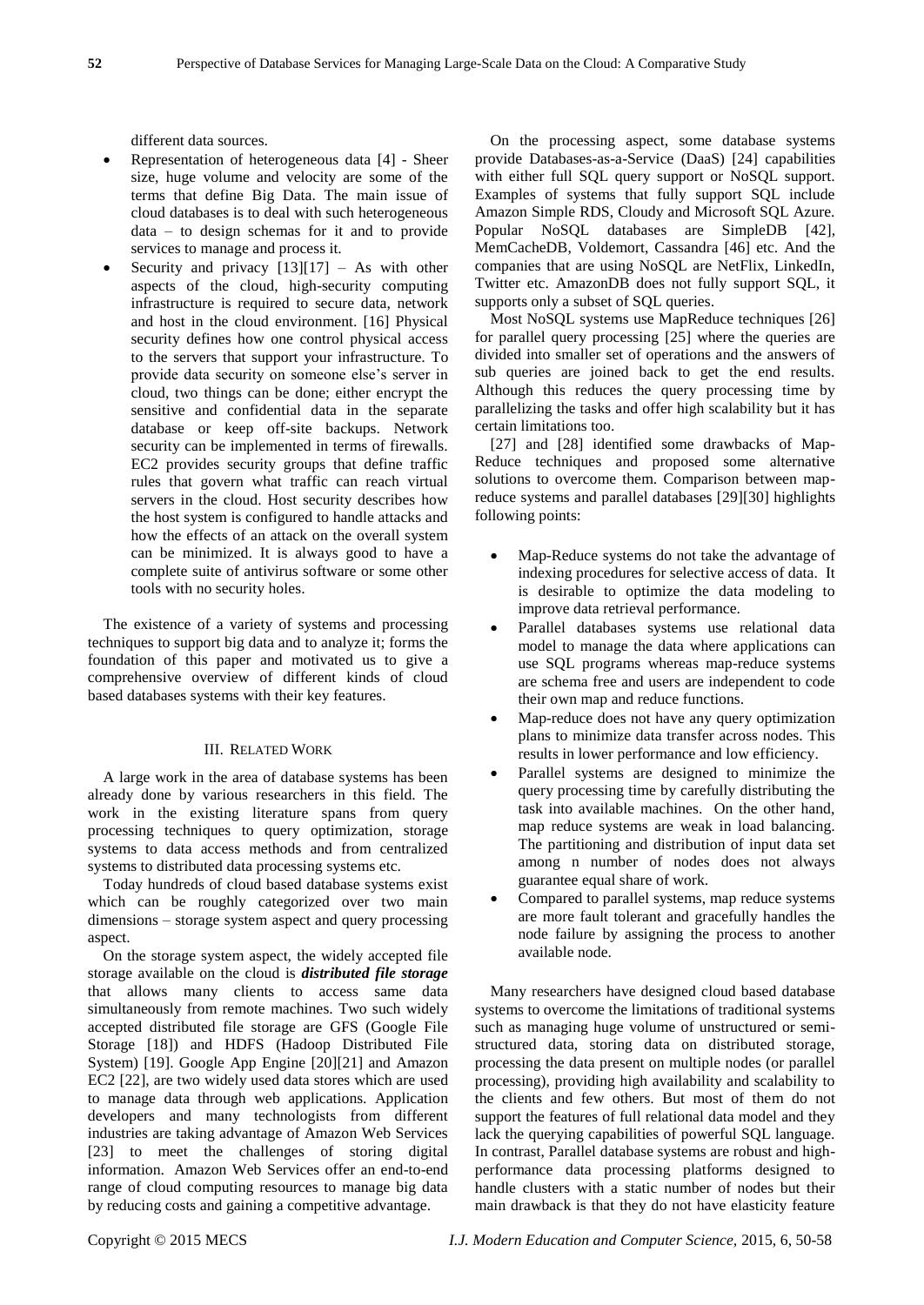different data sources.

- Representation of heterogeneous data [4] - Sheer size, huge volume and velocity are some of the terms that define Big Data. The main issue of cloud databases is to deal with such heterogeneous data – to design schemas for it and to provide services to manage and process it.
- Security and privacy [13][17] – As with other aspects of the cloud, high-security computing infrastructure is required to secure data, network and host in the cloud environment. [16] Physical security defines how one control physical access to the servers that support your infrastructure. To provide data security on someone else's server in cloud, two things can be done; either encrypt the sensitive and confidential data in the separate database or keep off-site backups. Network security can be implemented in terms of firewalls. EC2 provides security groups that define traffic rules that govern what traffic can reach virtual servers in the cloud. Host security describes how the host system is configured to handle attacks and how the effects of an attack on the overall system can be minimized. It is always good to have a complete suite of antivirus software or some other tools with no security holes.

The existence of a variety of systems and processing techniques to support big data and to analyze it; forms the foundation of this paper and motivated us to give a comprehensive overview of different kinds of cloud based databases systems with their key features.

## III. Related Work

A large work in the area of database systems has been already done by various researchers in this field. The work in the existing literature spans from query processing techniques to query optimization, storage systems to data access methods and from centralized systems to distributed data processing systems etc.

Today hundreds of cloud based database systems exist which can be roughly categorized over two main dimensions – storage system aspect and query processing aspect.

On the storage system aspect, the widely accepted file storage available on the cloud is ***distributed file storage*** that allows many clients to access same data simultaneously from remote machines. Two such widely accepted distributed file storage are GFS (Google File Storage [18]) and HDFS (Hadoop Distributed File System) [19]. Google App Engine [20][21] and Amazon EC2 [22], are two widely used data stores which are used to manage data through web applications. Application developers and many technologists from different industries are taking advantage of Amazon Web Services [23] to meet the challenges of storing digital information. Amazon Web Services offer an end-to-end range of cloud computing resources to manage big data by reducing costs and gaining a competitive advantage.

On the processing aspect, some database systems provide Databases-as-a-Service (DaaS) [24] capabilities with either full SQL query support or NoSQL support. Examples of systems that fully support SQL include Amazon Simple RDS, Cloudy and Microsoft SQL Azure. Popular NoSQL databases are SimpleDB [42], MemCacheDB, Voldemort, Cassandra [46] etc. And the companies that are using NoSQL are NetFlix, LinkedIn, Twitter etc. AmazonDB does not fully support SQL, it supports only a subset of SQL queries.

Most NoSQL systems use MapReduce techniques [26] for parallel query processing [25] where the queries are divided into smaller set of operations and the answers of sub queries are joined back to get the end results. Although this reduces the query processing time by parallelizing the tasks and offer high scalability but it has certain limitations too.

[27] and [28] identified some drawbacks of Map-Reduce techniques and proposed some alternative solutions to overcome them. Comparison between map-reduce systems and parallel databases [29][30] highlights following points:

- Map-Reduce systems do not take the advantage of indexing procedures for selective access of data. It is desirable to optimize the data modeling to improve data retrieval performance.
- Parallel databases systems use relational data model to manage the data where applications can use SQL programs whereas map-reduce systems are schema free and users are independent to code their own map and reduce functions.
- Map-reduce does not have any query optimization plans to minimize data transfer across nodes. This results in lower performance and low efficiency.
- Parallel systems are designed to minimize the query processing time by carefully distributing the task into available machines. On the other hand, map reduce systems are weak in load balancing. The partitioning and distribution of input data set among n number of nodes does not always guarantee equal share of work.
- Compared to parallel systems, map reduce systems are more fault tolerant and gracefully handles the node failure by assigning the process to another available node.

Many researchers have designed cloud based database systems to overcome the limitations of traditional systems such as managing huge volume of unstructured or semi-structured data, storing data on distributed storage, processing the data present on multiple nodes (or parallel processing), providing high availability and scalability to the clients and few others. But most of them do not support the features of full relational data model and they lack the querying capabilities of powerful SQL language. In contrast, Parallel database systems are robust and high-performance data processing platforms designed to handle clusters with a static number of nodes but their main drawback is that they do not have elasticity feature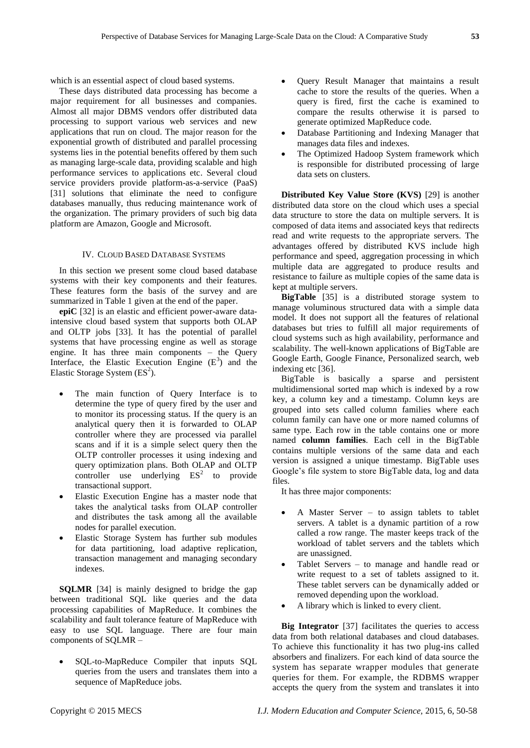which is an essential aspect of cloud based systems.

These days distributed data processing has become a major requirement for all businesses and companies. Almost all major DBMS vendors offer distributed data processing to support various web services and new applications that run on cloud. The major reason for the exponential growth of distributed and parallel processing systems lies in the potential benefits offered by them such as managing large-scale data, providing scalable and high performance services to applications etc. Several cloud service providers provide platform-as-a-service (PaaS) [31] solutions that eliminate the need to configure databases manually, thus reducing maintenance work of the organization. The primary providers of such big data platform are Amazon, Google and Microsoft.

## IV. Cloud Based Database Systems

In this section we present some cloud based database systems with their key components and their features. These features form the basis of the survey and are summarized in Table 1 given at the end of the paper.

**epiC** [32] is an elastic and efficient power-aware data-intensive cloud based system that supports both OLAP and OLTP jobs [33]. It has the potential of parallel systems that have processing engine as well as storage engine. It has three main components – the Query Interface, the Elastic Execution Engine ($E^3$) and the Elastic Storage System ($ES^2$).

- The main function of Query Interface is to determine the type of query fired by the user and to monitor its processing status. If the query is an analytical query then it is forwarded to OLAP controller where they are processed via parallel scans and if it is a simple select query then the OLTP controller processes it using indexing and query optimization plans. Both OLAP and OLTP controller use underlying $ES^2$ to provide transactional support.
- Elastic Execution Engine has a master node that takes the analytical tasks from OLAP controller and distributes the task among all the available nodes for parallel execution.
- Elastic Storage System has further sub modules for data partitioning, load adaptive replication, transaction management and managing secondary indexes.

**SQLMR** [34] is mainly designed to bridge the gap between traditional SQL like queries and the data processing capabilities of MapReduce. It combines the scalability and fault tolerance feature of MapReduce with easy to use SQL language. There are four main components of SQLMR –

- SQL-to-MapReduce Compiler that inputs SQL queries from the users and translates them into a sequence of MapReduce jobs.
- Query Result Manager that maintains a result cache to store the results of the queries. When a query is fired, first the cache is examined to compare the results otherwise it is parsed to generate optimized MapReduce code.
- Database Partitioning and Indexing Manager that manages data files and indexes.
- The Optimized Hadoop System framework which is responsible for distributed processing of large data sets on clusters.

**Distributed Key Value Store (KVS)** [29] is another distributed data store on the cloud which uses a special data structure to store the data on multiple servers. It is composed of data items and associated keys that redirects read and write requests to the appropriate servers. The advantages offered by distributed KVS include high performance and speed, aggregation processing in which multiple data are aggregated to produce results and resistance to failure as multiple copies of the same data is kept at multiple servers.

**BigTable** [35] is a distributed storage system to manage voluminous structured data with a simple data model. It does not support all the features of relational databases but tries to fulfill all major requirements of cloud systems such as high availability, performance and scalability. The well-known applications of BigTable are Google Earth, Google Finance, Personalized search, web indexing etc [36].

BigTable is basically a sparse and persistent multidimensional sorted map which is indexed by a row key, a column key and a timestamp. Column keys are grouped into sets called column families where each column family can have one or more named columns of same type. Each row in the table contains one or more named **column families**. Each cell in the BigTable contains multiple versions of the same data and each version is assigned a unique timestamp. BigTable uses Google's file system to store BigTable data, log and data files.

It has three major components:

- A Master Server – to assign tablets to tablet servers. A tablet is a dynamic partition of a row called a row range. The master keeps track of the workload of tablet servers and the tablets which are unassigned.
- Tablet Servers – to manage and handle read or write request to a set of tablets assigned to it. These tablet servers can be dynamically added or removed depending upon the workload.
- A library which is linked to every client.

**Big Integrator** [37] facilitates the queries to access data from both relational databases and cloud databases. To achieve this functionality it has two plug-ins called absorbers and finalizers. For each kind of data source the system has separate wrapper modules that generate queries for them. For example, the RDBMS wrapper accepts the query from the system and translates it into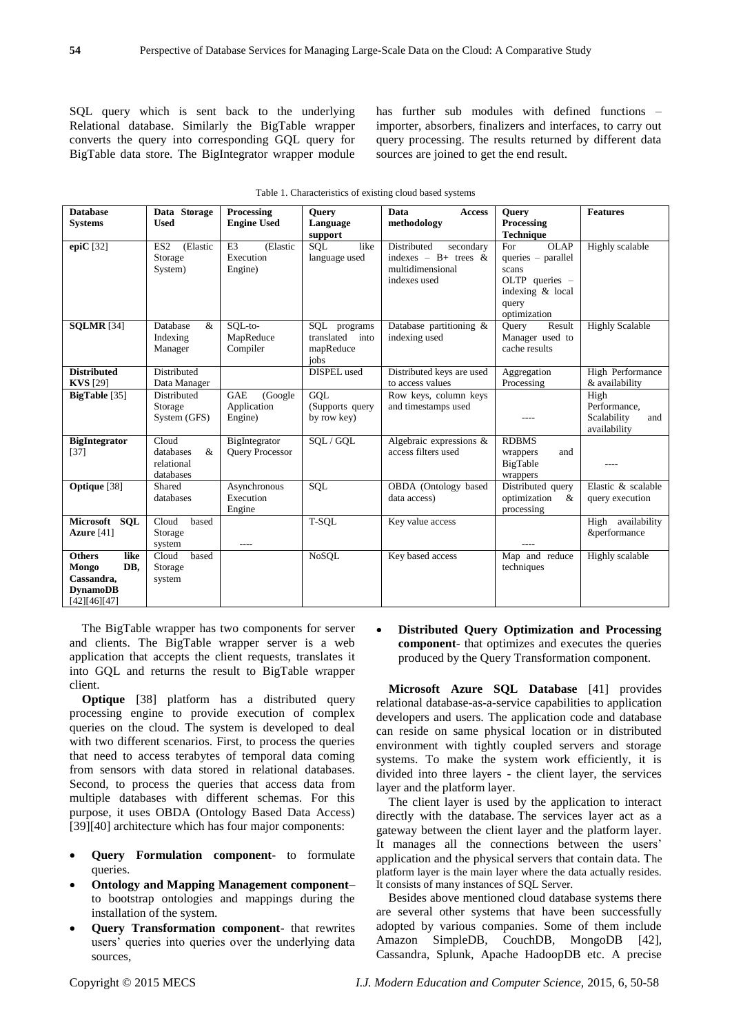SQL query which is sent back to the underlying Relational database. Similarly the BigTable wrapper converts the query into corresponding GQL query for BigTable data store. The BigIntegrator wrapper module has further sub modules with defined functions – importer, absorbers, finalizers and interfaces, to carry out query processing. The results returned by different data sources are joined to get the end result.

Table 1. Characteristics of existing cloud based systems

| Database Systems | Data Storage Used | Processing Engine Used | Query Language support | Data Access methodology | Query Processing Technique | Features |
|---|---|---|---|---|---|---|
| **epiC** [32] | ES2 (Elastic Storage System) | E3 (Elastic Execution Engine) | SQL like language used | Distributed secondary indexes – B+ trees & multidimensional indexes used | For OLAP queries – parallel scans OLTP queries – indexing & local query optimization | Highly scalable |
| **SQLMR** [34] | Database & Indexing Manager | SQL-to-MapReduce Compiler | SQL programs translated into mapReduce jobs | Database partitioning & indexing used | Query Result Manager used to cache results | Highly Scalable |
| **Distributed KVS** [29] | Distributed Data Manager | | DISPEL used | Distributed keys are used to access values | Aggregation Processing | High Performance & availability |
| **BigTable** [35] | Distributed Storage System (GFS) | GAE (Google Application Engine) | GQL (Supports query by row key) | Row keys, column keys and timestamps used | ---- | High Performance, Scalability and availability |
| **BigIntegrator** [37] | Cloud databases & relational databases | BigIntegrator Query Processor | SQL / GQL | Algebraic expressions & access filters used | RDBMS wrappers and BigTable wrappers | ---- |
| **Optique** [38] | Shared databases | Asynchronous Execution Engine | SQL | OBDA (Ontology based data access) | Distributed query optimization & processing | Elastic & scalable query execution |
| **Microsoft SQL Azure** [41] | Cloud based Storage system | ---- | T-SQL | Key value access | ---- | High availability &performance |
| **Others like Mongo DB, Cassandra, DynamoDB** [42][46][47] | Cloud based Storage system | | NoSQL | Key based access | Map and reduce techniques | Highly scalable |

The BigTable wrapper has two components for server and clients. The BigTable wrapper server is a web application that accepts the client requests, translates it into GQL and returns the result to BigTable wrapper client.

**Optique** [38] platform has a distributed query processing engine to provide execution of complex queries on the cloud. The system is developed to deal with two different scenarios. First, to process the queries that need to access terabytes of temporal data coming from sensors with data stored in relational databases. Second, to process the queries that access data from multiple databases with different schemas. For this purpose, it uses OBDA (Ontology Based Data Access) [39][40] architecture which has four major components:

- **Query Formulation component**- to formulate queries.
- **Ontology and Mapping Management component**– to bootstrap ontologies and mappings during the installation of the system.
- **Query Transformation component**- that rewrites users' queries into queries over the underlying data sources,
- **Distributed Query Optimization and Processing component**- that optimizes and executes the queries produced by the Query Transformation component.

**Microsoft Azure SQL Database** [41] provides relational database-as-a-service capabilities to application developers and users. The application code and database can reside on same physical location or in distributed environment with tightly coupled servers and storage systems. To make the system work efficiently, it is divided into three layers - the client layer, the services layer and the platform layer.

The client layer is used by the application to interact directly with the database. The services layer act as a gateway between the client layer and the platform layer. It manages all the connections between the users' application and the physical servers that contain data. The platform layer is the main layer where the data actually resides. It consists of many instances of SQL Server.

Besides above mentioned cloud database systems there are several other systems that have been successfully adopted by various companies. Some of them include Amazon SimpleDB, CouchDB, MongoDB [42], Cassandra, Splunk, Apache HadoopDB etc. A precise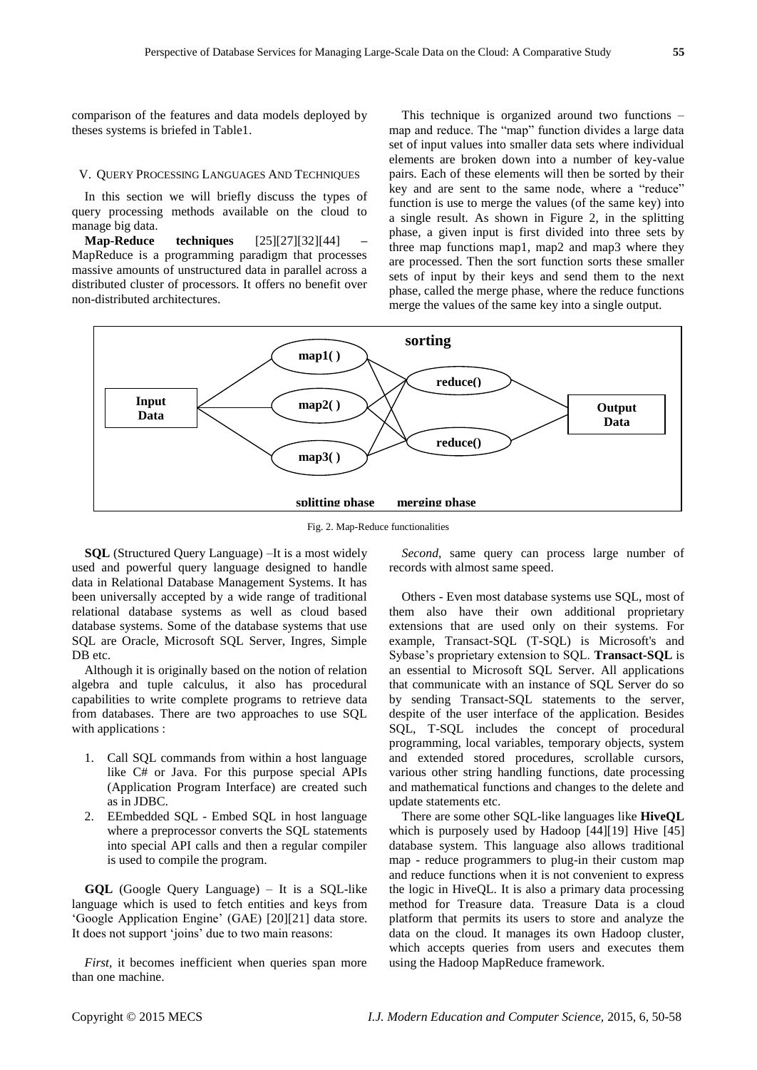comparison of the features and data models deployed by theses systems is briefed in Table1.

## V. Query Processing Languages And Techniques

In this section we will briefly discuss the types of query processing methods available on the cloud to manage big data.

**Map-Reduce techniques** [25][27][32][44] – MapReduce is a programming paradigm that processes massive amounts of unstructured data in parallel across a distributed cluster of processors. It offers no benefit over non-distributed architectures.

This technique is organized around two functions – map and reduce. The "map" function divides a large data set of input values into smaller data sets where individual elements are broken down into a number of key-value pairs. Each of these elements will then be sorted by their key and are sent to the same node, where a "reduce" function is use to merge the values (of the same key) into a single result. As shown in Figure 2, in the splitting phase, a given input is first divided into three sets by three map functions map1, map2 and map3 where they are processed. Then the sort function sorts these smaller sets of input by their keys and send them to the next phase, called the merge phase, where the reduce functions merge the values of the same key into a single output.

Fig. 2. Map-Reduce functionalities

**SQL** (Structured Query Language) –It is a most widely used and powerful query language designed to handle data in Relational Database Management Systems. It has been universally accepted by a wide range of traditional relational database systems as well as cloud based database systems. Some of the database systems that use SQL are Oracle, Microsoft SQL Server, Ingres, Simple DB etc.

Although it is originally based on the notion of relation algebra and tuple calculus, it also has procedural capabilities to write complete programs to retrieve data from databases. There are two approaches to use SQL with applications :

1. Call SQL commands from within a host language like C# or Java. For this purpose special APIs (Application Program Interface) are created such as in JDBC.
2. EEmbedded SQL - Embed SQL in host language where a preprocessor converts the SQL statements into special API calls and then a regular compiler is used to compile the program.

**GQL** (Google Query Language) – It is a SQL-like language which is used to fetch entities and keys from 'Google Application Engine' (GAE) [20][21] data store. It does not support 'joins' due to two main reasons:

*First*, it becomes inefficient when queries span more than one machine.

*Second*, same query can process large number of records with almost same speed.

Others - Even most database systems use SQL, most of them also have their own additional proprietary extensions that are used only on their systems. For example, Transact-SQL (T-SQL) is Microsoft's and Sybase's proprietary extension to SQL. **Transact-SQL** is an essential to Microsoft SQL Server. All applications that communicate with an instance of SQL Server do so by sending Transact-SQL statements to the server, despite of the user interface of the application. Besides SQL, T-SQL includes the concept of procedural programming, local variables, temporary objects, system and extended stored procedures, scrollable cursors, various other string handling functions, date processing and mathematical functions and changes to the delete and update statements etc.

There are some other SQL-like languages like **HiveQL** which is purposely used by Hadoop [44][19] Hive [45] database system. This language also allows traditional map - reduce programmers to plug-in their custom map and reduce functions when it is not convenient to express the logic in HiveQL. It is also a primary data processing method for Treasure data. Treasure Data is a cloud platform that permits its users to store and analyze the data on the cloud. It manages its own Hadoop cluster, which accepts queries from users and executes them using the Hadoop MapReduce framework.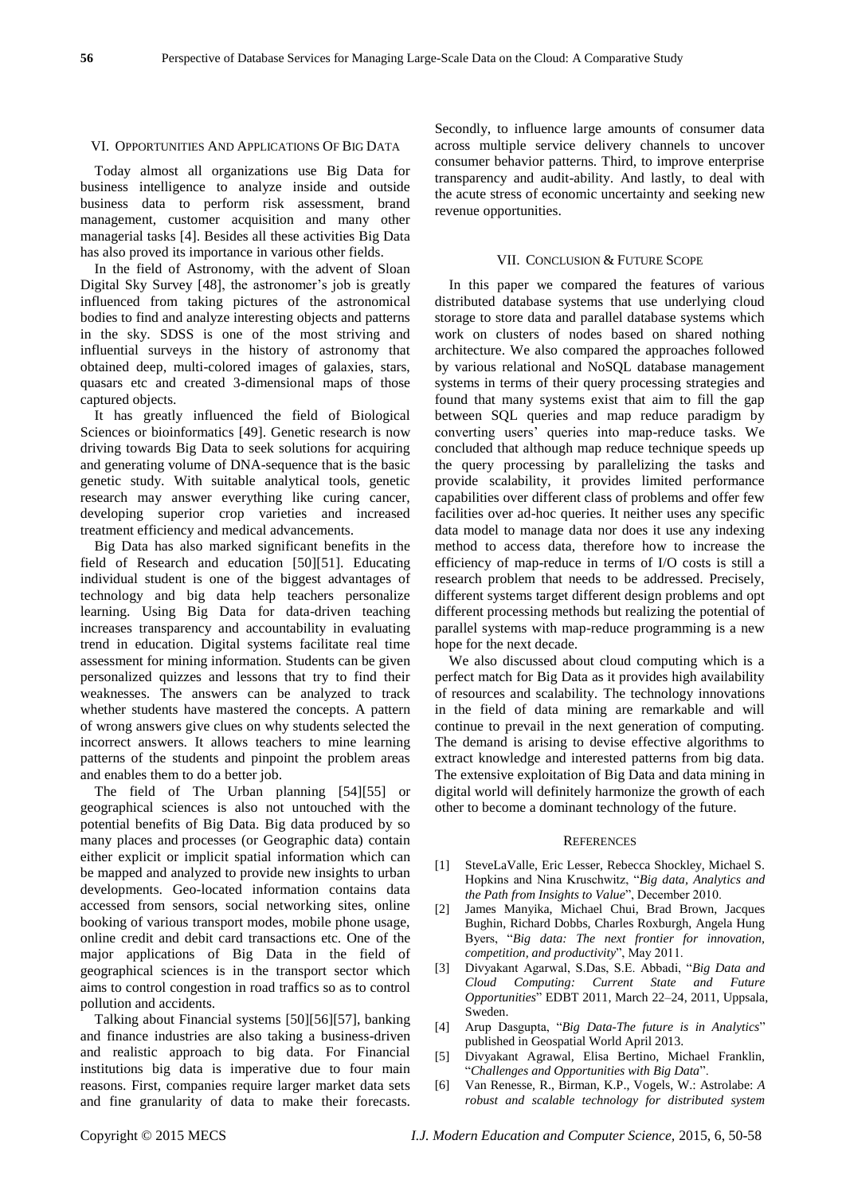## VI. Opportunities And Applications Of Big Data

Today almost all organizations use Big Data for business intelligence to analyze inside and outside business data to perform risk assessment, brand management, customer acquisition and many other managerial tasks [4]. Besides all these activities Big Data has also proved its importance in various other fields.

In the field of Astronomy, with the advent of Sloan Digital Sky Survey [48], the astronomer's job is greatly influenced from taking pictures of the astronomical bodies to find and analyze interesting objects and patterns in the sky. SDSS is one of the most striving and influential surveys in the history of astronomy that obtained deep, multi-colored images of galaxies, stars, quasars etc and created 3-dimensional maps of those captured objects.

It has greatly influenced the field of Biological Sciences or bioinformatics [49]. Genetic research is now driving towards Big Data to seek solutions for acquiring and generating volume of DNA-sequence that is the basic genetic study. With suitable analytical tools, genetic research may answer everything like curing cancer, developing superior crop varieties and increased treatment efficiency and medical advancements.

Big Data has also marked significant benefits in the field of Research and education [50][51]. Educating individual student is one of the biggest advantages of technology and big data help teachers personalize learning. Using Big Data for data-driven teaching increases transparency and accountability in evaluating trend in education. Digital systems facilitate real time assessment for mining information. Students can be given personalized quizzes and lessons that try to find their weaknesses. The answers can be analyzed to track whether students have mastered the concepts. A pattern of wrong answers give clues on why students selected the incorrect answers. It allows teachers to mine learning patterns of the students and pinpoint the problem areas and enables them to do a better job.

The field of The Urban planning [54][55] or geographical sciences is also not untouched with the potential benefits of Big Data. Big data produced by so many places and processes (or Geographic data) contain either explicit or implicit spatial information which can be mapped and analyzed to provide new insights to urban developments. Geo-located information contains data accessed from sensors, social networking sites, online booking of various transport modes, mobile phone usage, online credit and debit card transactions etc. One of the major applications of Big Data in the field of geographical sciences is in the transport sector which aims to control congestion in road traffics so as to control pollution and accidents.

Talking about Financial systems [50][56][57], banking and finance industries are also taking a business-driven and realistic approach to big data. For Financial institutions big data is imperative due to four main reasons. First, companies require larger market data sets and fine granularity of data to make their forecasts. Secondly, to influence large amounts of consumer data across multiple service delivery channels to uncover consumer behavior patterns. Third, to improve enterprise transparency and audit-ability. And lastly, to deal with the acute stress of economic uncertainty and seeking new revenue opportunities.

## VII. Conclusion & Future Scope

In this paper we compared the features of various distributed database systems that use underlying cloud storage to store data and parallel database systems which work on clusters of nodes based on shared nothing architecture. We also compared the approaches followed by various relational and NoSQL database management systems in terms of their query processing strategies and found that many systems exist that aim to fill the gap between SQL queries and map reduce paradigm by converting users' queries into map-reduce tasks. We concluded that although map reduce technique speeds up the query processing by parallelizing the tasks and provide scalability, it provides limited performance capabilities over different class of problems and offer few facilities over ad-hoc queries. It neither uses any specific data model to manage data nor does it use any indexing method to access data, therefore how to increase the efficiency of map-reduce in terms of I/O costs is still a research problem that needs to be addressed. Precisely, different systems target different design problems and opt different processing methods but realizing the potential of parallel systems with map-reduce programming is a new hope for the next decade.

We also discussed about cloud computing which is a perfect match for Big Data as it provides high availability of resources and scalability. The technology innovations in the field of data mining are remarkable and will continue to prevail in the next generation of computing. The demand is arising to devise effective algorithms to extract knowledge and interested patterns from big data. The extensive exploitation of Big Data and data mining in digital world will definitely harmonize the growth of each other to become a dominant technology of the future.

## References

[1] SteveLaValle, Eric Lesser, Rebecca Shockley, Michael S. Hopkins and Nina Kruschwitz, "*Big data, Analytics and the Path from Insights to Value*", December 2010.

[2] James Manyika, Michael Chui, Brad Brown, Jacques Bughin, Richard Dobbs, Charles Roxburgh, Angela Hung Byers, "*Big data: The next frontier for innovation, competition, and productivity*", May 2011.

[3] Divyakant Agarwal, S.Das, S.E. Abbadi, "*Big Data and Cloud Computing: Current State and Future Opportunities*" EDBT 2011, March 22–24, 2011, Uppsala, Sweden.

[4] Arup Dasgupta, "*Big Data-The future is in Analytics*" published in Geospatial World April 2013.

[5] Divyakant Agrawal, Elisa Bertino, Michael Franklin, "*Challenges and Opportunities with Big Data*".

[6] Van Renesse, R., Birman, K.P., Vogels, W.: Astrolabe: *A robust and scalable technology for distributed system*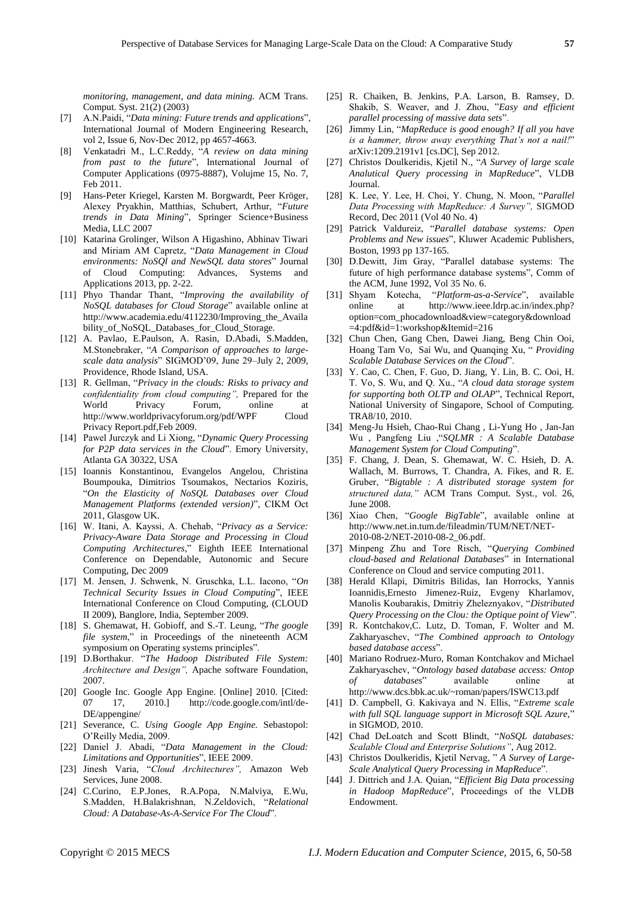*monitoring, management, and data mining.* ACM Trans. Comput. Syst. 21(2) (2003)

[7] A.N.Paidi, "*Data mining: Future trends and applications*", International Journal of Modern Engineering Research, vol 2, Issue 6, Nov-Dec 2012, pp 4657-4663.

[8] Venkatadri M., L.C.Reddy, "*A review on data mining from past to the future*", International Journal of Computer Applications (0975-8887), Volujme 15, No. 7, Feb 2011.

[9] Hans-Peter Kriegel, Karsten M. Borgwardt, Peer Kröger, Alexey Pryakhin, Matthias, Schubert, Arthur, "*Future trends in Data Mining*", Springer Science+Business Media, LLC 2007

[10] Katarina Grolinger, Wilson A Higashino, Abhinav Tiwari and Miriam AM Capretz, "*Data Management in Cloud environments: NoSQl and NewSQL data stores*" Journal of Cloud Computing: Advances, Systems and Applications 2013, pp. 2-22.

[11] Phyo Thandar Thant, "*Improving the availability of NoSQL databases for Cloud Storage*" available online at http://www.academia.edu/4112230/Improving_the_Availability_of_NoSQL_Databases_for_Cloud_Storage.

[12] A. Pavlao, E.Paulson, A. Rasin, D.Abadi, S.Madden, M.Stonebraker, "*A Comparison of approaches to large-scale data analysis*" SIGMOD'09, June 29–July 2, 2009, Providence, Rhode Island, USA.

[13] R. Gellman, "*Privacy in the clouds: Risks to privacy and confidentiality from cloud computing",* Prepared for the World Privacy Forum, online at http://www.worldprivacyforum.org/pdf/WPF Cloud Privacy Report.pdf,Feb 2009.

[14] Pawel Jurczyk and Li Xiong, "*Dynamic Query Processing for P2P data services in the Cloud*". Emory University, Atlanta GA 30322, USA

[15] Ioannis Konstantinou, Evangelos Angelou, Christina Boumpouka, Dimitrios Tsoumakos, Nectarios Koziris, "*On the Elasticity of NoSQL Databases over Cloud Management Platforms (extended version)*", CIKM Oct 2011, Glasgow UK.

[16] W. Itani, A. Kayssi, A. Chehab, "*Privacy as a Service: Privacy-Aware Data Storage and Processing in Cloud Computing Architectures*," Eighth IEEE International Conference on Dependable, Autonomic and Secure Computing, Dec 2009

[17] M. Jensen, J. Schwenk, N. Gruschka, L.L. Iacono, "*On Technical Security Issues in Cloud Computing*", IEEE International Conference on Cloud Computing, (CLOUD II 2009), Banglore, India, September 2009.

[18] S. Ghemawat, H. Gobioff, and S.-T. Leung, "*The google file system*," in Proceedings of the nineteenth ACM symposium on Operating systems principles".

[19] D.Borthakur. "*The Hadoop Distributed File System: Architecture and Design",* Apache software Foundation, 2007.

[20] Google Inc. Google App Engine. [Online] 2010. [Cited: 07 17, 2010.] http://code.google.com/intl/de-DE/appengine/

[21] Severance, C. *Using Google App Engine.* Sebastopol: O'Reilly Media, 2009.

[22] Daniel J. Abadi, "*Data Management in the Cloud: Limitations and Opportunities*", IEEE 2009.

[23] Jinesh Varia, "*Cloud Architectures",* Amazon Web Services, June 2008.

[24] C.Curino, E.P.Jones, R.A.Popa, N.Malviya, E.Wu, S.Madden, H.Balakrishnan, N.Zeldovich, "*Relational Cloud: A Database-As-A-Service For The Cloud*".

[25] R. Chaiken, B. Jenkins, P.A. Larson, B. Ramsey, D. Shakib, S. Weaver, and J. Zhou, "*Easy and efficient parallel processing of massive data sets*".

[26] Jimmy Lin, "*MapReduce is good enough? If all you have is a hammer, throw away everything That's not a nail!*" arXiv:1209.2191v1 [cs.DC], Sep 2012.

[27] Christos Doulkeridis, Kjetil N., "*A Survey of large scale Analutical Query processing in MapReduce*", VLDB Journal.

[28] K. Lee, Y. Lee, H. Choi, Y. Chung, N. Moon, "*Parallel Data Processing with MapReduce: A Survey",* SIGMOD Record, Dec 2011 (Vol 40 No. 4)

[29] Patrick Valdureiz, "*Parallel database systems: Open Problems and New issues*", Kluwer Academic Publishers, Boston, 1993 pp 137-165.

[30] D.Dewitt, Jim Gray, "Parallel database systems: The future of high performance database systems", Comm of the ACM, June 1992, Vol 35 No. 6.

[31] Shyam Kotecha, "*Platform-as-a-Service*", available online at http://www.ieee.ldrp.ac.in/index.php?option=com_phocadownload&view=category&download=4:pdf&id=1:workshop&Itemid=216

[32] Chun Chen, Gang Chen, Dawei Jiang, Beng Chin Ooi, Hoang Tam Vo, Sai Wu, and Quanqing Xu, " *Providing Scalable Database Services on the Cloud*".

[33] Y. Cao, C. Chen, F. Guo, D. Jiang, Y. Lin, B. C. Ooi, H. T. Vo, S. Wu, and Q. Xu., "*A cloud data storage system for supporting both OLTP and OLAP*", Technical Report, National University of Singapore, School of Computing. TRA8/10, 2010.

[34] Meng-Ju Hsieh, Chao-Rui Chang , Li-Yung Ho , Jan-Jan Wu , Pangfeng Liu ,"*SQLMR : A Scalable Database Management System for Cloud Computing*".

[35] F. Chang, J. Dean, S. Ghemawat, W. C. Hsieh, D. A. Wallach, M. Burrows, T. Chandra, A. Fikes, and R. E. Gruber, "*Bigtable : A distributed storage system for structured data,"* ACM Trans Comput. Syst., vol. 26, June 2008.

[36] Xiao Chen, "*Google BigTable*", available online at http://www.net.in.tum.de/fileadmin/TUM/NET/NET-2010-08-2/NET-2010-08-2_06.pdf.

[37] Minpeng Zhu and Tore Risch, "*Querying Combined cloud-based and Relational Databases*" in International Conference on Cloud and service computing 2011.

[38] Herald Kllapi, Dimitrios Bilidas, Ian Horrocks, Yannis Ioannidis,Ernesto Jimenez-Ruiz, Evgeny Kharlamov, Manolis Koubarakis, Dmitriy Zheleznyakov, "*Distributed Query Processing on the Clou: the Optique point of View*".

[39] R. Kontchakov,C. Lutz, D. Toman, F. Wolter and M. Zakharyaschev, "*The Combined approach to Ontology based database access*".

[40] Mariano Rodruez-Muro, Roman Kontchakov and Michael Zakharyaschev, "*Ontology based database access: Ontop of databases*" available online at http://www.dcs.bbk.ac.uk/~roman/papers/ISWC13.pdf

[41] D. Campbell, G. Kakivaya and N. Ellis, "*Extreme scale with full SQL language support in Microsoft SQL Azure,*" in SIGMOD, 2010.

[42] Chad DeLoatch and Scott Blindt, "*NoSQL databases: Scalable Cloud and Enterprise Solutions"*, Aug 2012.

[43] Christos Doulkeridis, Kjetil Nervag, " *A Survey of Large-Scale Analytical Query Processing in MapReduce*".

[44] J. Dittrich and J.A. Quian, "*Efficient Big Data processing in Hadoop MapReduce*", Proceedings of the VLDB Endowment.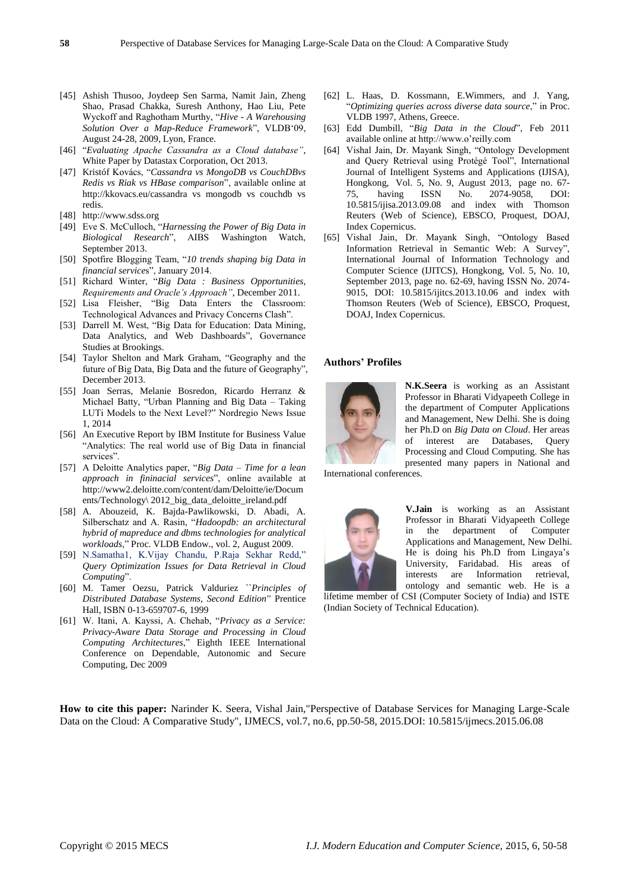[45] Ashish Thusoo, Joydeep Sen Sarma, Namit Jain, Zheng Shao, Prasad Chakka, Suresh Anthony, Hao Liu, Pete Wyckoff and Raghotham Murthy, "*Hive - A Warehousing Solution Over a Map-Reduce Framework*", VLDB'09, August 24-28, 2009, Lyon, France.

[46] "*Evaluating Apache Cassandra as a Cloud database"*, White Paper by Datastax Corporation, Oct 2013.

[47] Kristóf Kovács, "*Cassandra vs MongoDB vs CouchDBvs Redis vs Riak vs HBase comparison*", available online at http://kkovacs.eu/cassandra vs mongodb vs couchdb vs redis.

[48] http://www.sdss.org

[49] Eve S. McCulloch, "*Harnessing the Power of Big Data in Biological Research*", AIBS Washington Watch, September 2013.

[50] Spotfire Blogging Team, "*10 trends shaping big Data in financial services*", January 2014.

[51] Richard Winter, "*Big Data : Business Opportunities, Requirements and Oracle's Approach"*, December 2011.

[52] Lisa Fleisher, "Big Data Enters the Classroom: Technological Advances and Privacy Concerns Clash".

[53] Darrell M. West, "Big Data for Education: Data Mining, Data Analytics, and Web Dashboards", Governance Studies at Brookings.

[54] Taylor Shelton and Mark Graham, "Geography and the future of Big Data, Big Data and the future of Geography", December 2013.

[55] Joan Serras, Melanie Bosredon, Ricardo Herranz & Michael Batty, "Urban Planning and Big Data – Taking LUTi Models to the Next Level?" Nordregio News Issue 1, 2014

[56] An Executive Report by IBM Institute for Business Value "Analytics: The real world use of Big Data in financial services".

[57] A Deloitte Analytics paper, "*Big Data – Time for a lean approach in fininacial services*", online available at http://www2.deloitte.com/content/dam/Deloitte/ie/Documents/Technology\ 2012_big_data_deloitte_ireland.pdf

[58] A. Abouzeid, K. Bajda-Pawlikowski, D. Abadi, A. Silberschatz and A. Rasin, "*Hadoopdb: an architectural hybrid of mapreduce and dbms technologies for analytical workloads*," Proc. VLDB Endow., vol. 2, August 2009.

[59] N.Samatha1, K.Vijay Chandu, P.Raja Sekhar Redd," *Query Optimization Issues for Data Retrieval in Cloud Computing*".

[60] M. Tamer Oezsu, Patrick Valduriez ``*Principles of Distributed Database Systems, Second Edition"* Prentice Hall, ISBN 0-13-659707-6, 1999

[61] W. Itani, A. Kayssi, A. Chehab, "*Privacy as a Service: Privacy-Aware Data Storage and Processing in Cloud Computing Architectures*," Eighth IEEE International Conference on Dependable, Autonomic and Secure Computing, Dec 2009

[62] L. Haas, D. Kossmann, E.Wimmers, and J. Yang, "*Optimizing queries across diverse data source*," in Proc. VLDB 1997, Athens, Greece.

[63] Edd Dumbill, "*Big Data in the Cloud*", Feb 2011 available online at http://www.o'reilly.com

[64] Vishal Jain, Dr. Mayank Singh, "Ontology Development and Query Retrieval using Protégé Tool", International Journal of Intelligent Systems and Applications (IJISA), Hongkong, Vol. 5, No. 9, August 2013, page no. 67-75, having ISSN No. 2074-9058, DOI: 10.5815/ijisa.2013.09.08 and index with Thomson Reuters (Web of Science), EBSCO, Proquest, DOAJ, Index Copernicus.

[65] Vishal Jain, Dr. Mayank Singh, "Ontology Based Information Retrieval in Semantic Web: A Survey", International Journal of Information Technology and Computer Science (IJITCS), Hongkong, Vol. 5, No. 10, September 2013, page no. 62-69, having ISSN No. 2074-9015, DOI: 10.5815/ijitcs.2013.10.06 and index with Thomson Reuters (Web of Science), EBSCO, Proquest, DOAJ, Index Copernicus.

### Authors' Profiles

**N.K.Seera** is working as an Assistant Professor in Bharati Vidyapeeth College in the department of Computer Applications and Management, New Delhi. She is doing her Ph.D on *Big Data on Cloud*. Her areas of interest are Databases, Query Processing and Cloud Computing. She has presented many papers in National and International conferences.

**V.Jain** is working as an Assistant Professor in Bharati Vidyapeeth College in the department of Computer Applications and Management, New Delhi. He is doing his Ph.D from Lingaya's University, Faridabad. His areas of interests are Information retrieval, ontology and semantic web. He is a lifetime member of CSI (Computer Society of India) and ISTE (Indian Society of Technical Education).

**How to cite this paper:** Narinder K. Seera, Vishal Jain,"Perspective of Database Services for Managing Large-Scale Data on the Cloud: A Comparative Study", IJMECS, vol.7, no.6, pp.50-58, 2015.DOI: 10.5815/ijmecs.2015.06.08